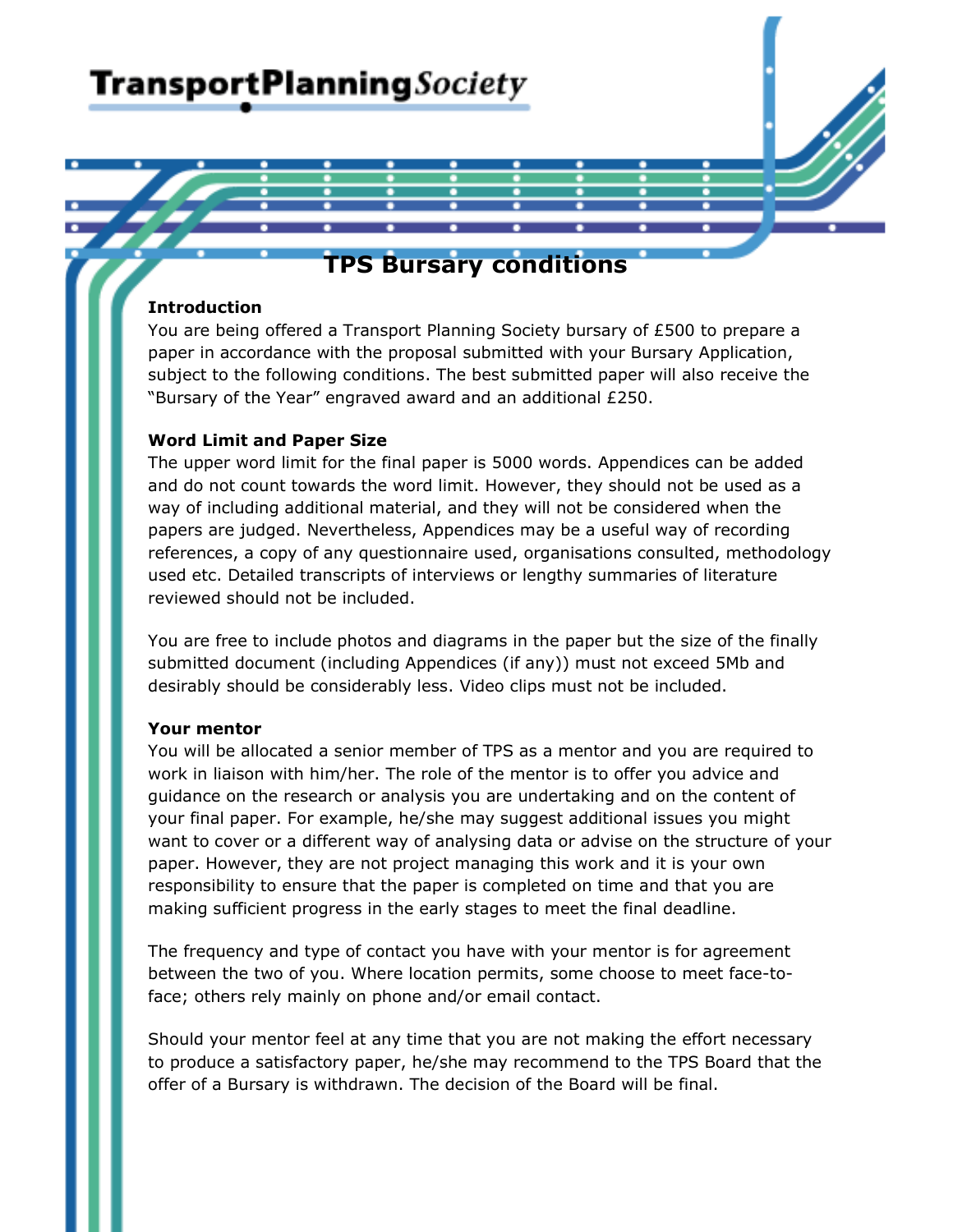# TPS Bursary conditions

**Introduction**

You are being offered a Transport Planning Society bursary of £500 to prepare a paper in accordance with the proposal submitted with your Bursary Application, subject to the following conditions. The best submitted paper will also receive the "Bursary of the Year" engraved award and an additional £250.

**Word Limit and Paper Size**

The upper word limit for the final paper is 5000 words. Appendices can be added and do not count towards the word limit. However, they should not be used as a way of including additional material, and they will not be considered when the papers are judged. Nevertheless, Appendices may be a useful way of recording references, a copy of any questionnaire used, organisations consulted, methodology used etc. Detailed transcripts of interviews or lengthy summaries of literature reviewed should not be included.

You are free to include photos and diagrams in the paper but the size of the finally submitted document (including Appendices (if any)) must not exceed 5Mb and desirably should be considerably less. Video clips must not be included.

**Your mentor**

You will be allocated a senior member of TPS as a mentor and you are required to work in liaison with him/her. The role of the mentor is to offer you advice and guidance on the research or analysis you are undertaking and on the content of your final paper. For example, he/she may suggest additional issues you might want to cover or a different way of analysing data or advise on the structure of your paper. However, they are not project managing this work and it is your own responsibility to ensure that the paper is completed on time and that you are making sufficient progress in the early stages to meet the final deadline.

The frequency and type of contact you have with your mentor is for agreement between the two of you. Where location permits, some choose to meet face-to-face; others rely mainly on phone and/or email contact.

Should your mentor feel at any time that you are not making the effort necessary to produce a satisfactory paper, he/she may recommend to the TPS Board that the offer of a Bursary is withdrawn. The decision of the Board will be final.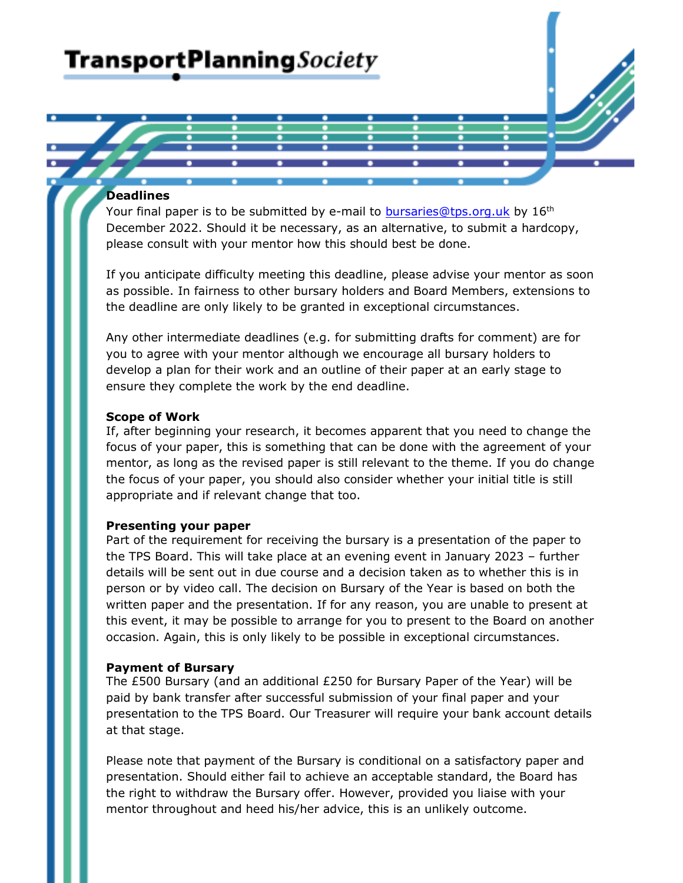### Deadlines

Your final paper is to be submitted by e-mail to bursaries@tps.org.uk by 16th December 2022. Should it be necessary, as an alternative, to submit a hardcopy, please consult with your mentor how this should best be done.

If you anticipate difficulty meeting this deadline, please advise your mentor as soon as possible. In fairness to other bursary holders and Board Members, extensions to the deadline are only likely to be granted in exceptional circumstances.

Any other intermediate deadlines (e.g. for submitting drafts for comment) are for you to agree with your mentor although we encourage all bursary holders to develop a plan for their work and an outline of their paper at an early stage to ensure they complete the work by the end deadline.

### Scope of Work

If, after beginning your research, it becomes apparent that you need to change the focus of your paper, this is something that can be done with the agreement of your mentor, as long as the revised paper is still relevant to the theme. If you do change the focus of your paper, you should also consider whether your initial title is still appropriate and if relevant change that too.

### Presenting your paper

Part of the requirement for receiving the bursary is a presentation of the paper to the TPS Board. This will take place at an evening event in January 2023 – further details will be sent out in due course and a decision taken as to whether this is in person or by video call. The decision on Bursary of the Year is based on both the written paper and the presentation. If for any reason, you are unable to present at this event, it may be possible to arrange for you to present to the Board on another occasion. Again, this is only likely to be possible in exceptional circumstances.

### Payment of Bursary

The £500 Bursary (and an additional £250 for Bursary Paper of the Year) will be paid by bank transfer after successful submission of your final paper and your presentation to the TPS Board. Our Treasurer will require your bank account details at that stage.

Please note that payment of the Bursary is conditional on a satisfactory paper and presentation. Should either fail to achieve an acceptable standard, the Board has the right to withdraw the Bursary offer. However, provided you liaise with your mentor throughout and heed his/her advice, this is an unlikely outcome.